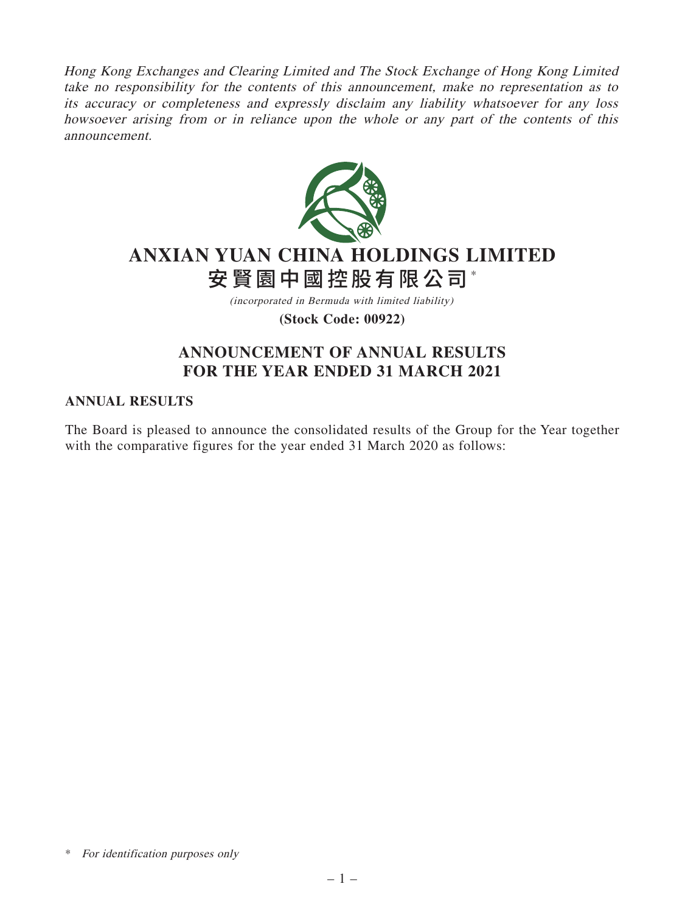*Hong Kong Exchanges and Clearing Limited and The Stock Exchange of Hong Kong Limited take no responsibility for the contents of this announcement, make no representation as to its accuracy or completeness and expressly disclaim any liability whatsoever for any loss howsoever arising from or in reliance upon the whole or any part of the contents of this announcement.*

# ANXIAN YUAN CHINA HOLDINGS LIMITED

# 安賢園中國控股有限公司*

*(incorporated in Bermuda with limited liability)*

**(Stock Code: 00922)**

## ANNOUNCEMENT OF ANNUAL RESULTS FOR THE YEAR ENDED 31 MARCH 2021

### ANNUAL RESULTS

The Board is pleased to announce the consolidated results of the Group for the Year together with the comparative figures for the year ended 31 March 2020 as follows:

\* *For identification purposes only*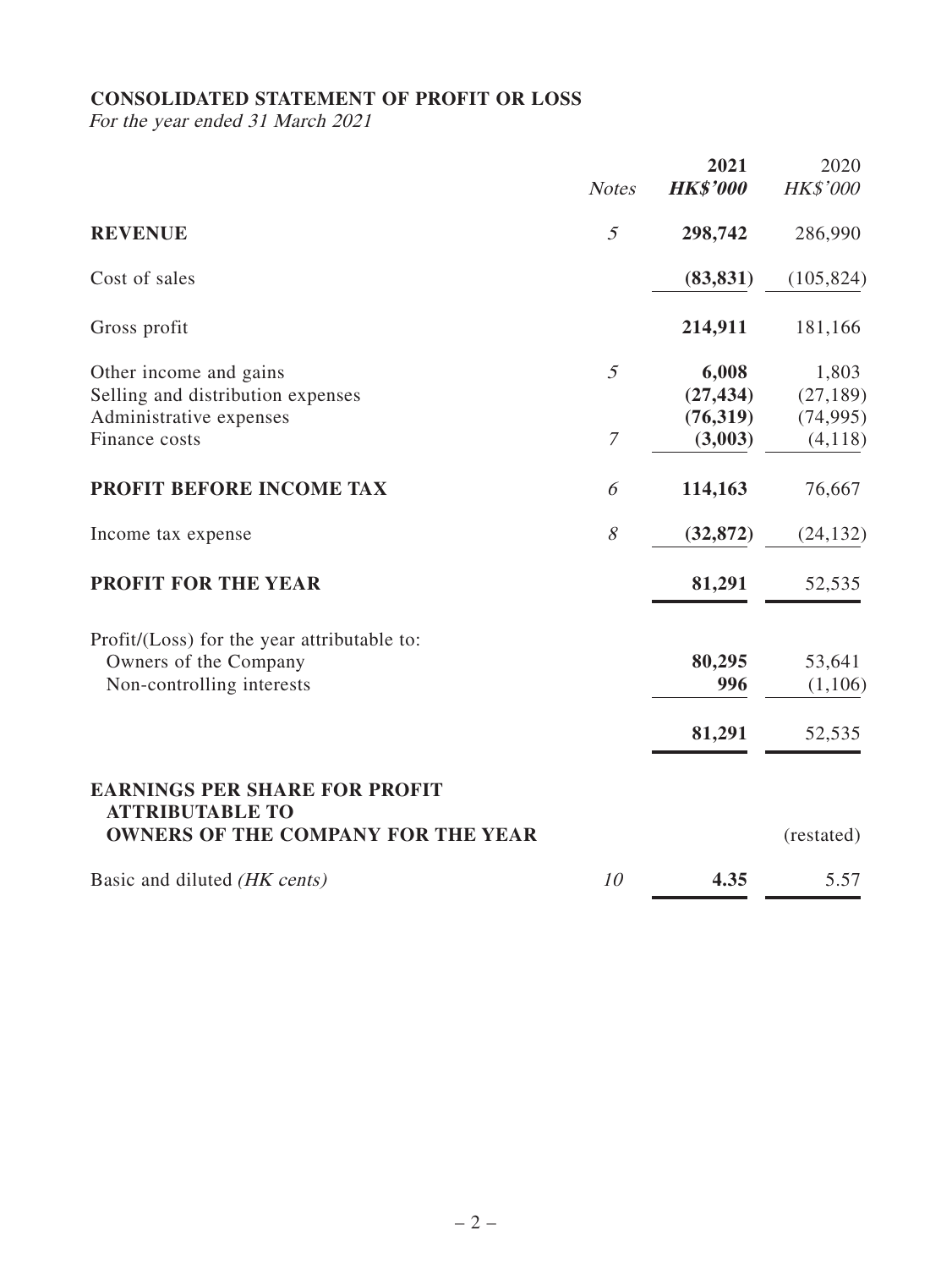## CONSOLIDATED STATEMENT OF PROFIT OR LOSS

*For the year ended 31 March 2021*

| | *Notes* | **2021** | 2020 |
|---|---|---|---|
| | | ***HK$'000*** | *HK$'000* |
| **REVENUE** | *5* | **298,742** | 286,990 |
| Cost of sales | | **(83,831)** | (105,824) |
| Gross profit | | **214,911** | 181,166 |
| Other income and gains | *5* | **6,008** | 1,803 |
| Selling and distribution expenses | | **(27,434)** | (27,189) |
| Administrative expenses | | **(76,319)** | (74,995) |
| Finance costs | *7* | **(3,003)** | (4,118) |
| **PROFIT BEFORE INCOME TAX** | *6* | **114,163** | 76,667 |
| Income tax expense | *8* | **(32,872)** | (24,132) |
| **PROFIT FOR THE YEAR** | | **81,291** | 52,535 |
| Profit/(Loss) for the year attributable to: | | | |
| Owners of the Company | | **80,295** | 53,641 |
| Non-controlling interests | | **996** | (1,106) |
| | | **81,291** | 52,535 |
| **EARNINGS PER SHARE FOR PROFIT ATTRIBUTABLE TO OWNERS OF THE COMPANY FOR THE YEAR** | | | (restated) |
| Basic and diluted *(HK cents)* | *10* | **4.35** | 5.57 |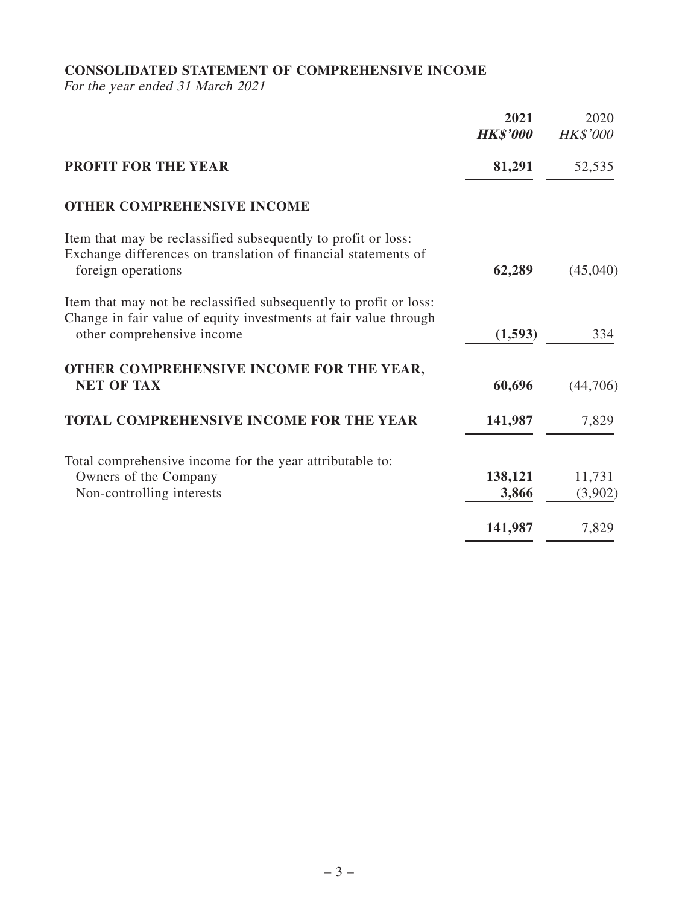## CONSOLIDATED STATEMENT OF COMPREHENSIVE INCOME

*For the year ended 31 March 2021*

| | **2021** | 2020 |
|---|---|---|
| | ***HK$'000*** | *HK$'000* |
| **PROFIT FOR THE YEAR** | **81,291** | 52,535 |
| **OTHER COMPREHENSIVE INCOME** | | |
| Item that may be reclassified subsequently to profit or loss: | | |
| Exchange differences on translation of financial statements of foreign operations | **62,289** | (45,040) |
| Item that may not be reclassified subsequently to profit or loss: | | |
| Change in fair value of equity investments at fair value through other comprehensive income | **(1,593)** | 334 |
| **OTHER COMPREHENSIVE INCOME FOR THE YEAR, NET OF TAX** | **60,696** | (44,706) |
| **TOTAL COMPREHENSIVE INCOME FOR THE YEAR** | **141,987** | 7,829 |
| Total comprehensive income for the year attributable to: | | |
| Owners of the Company | **138,121** | 11,731 |
| Non-controlling interests | **3,866** | (3,902) |
| | **141,987** | 7,829 |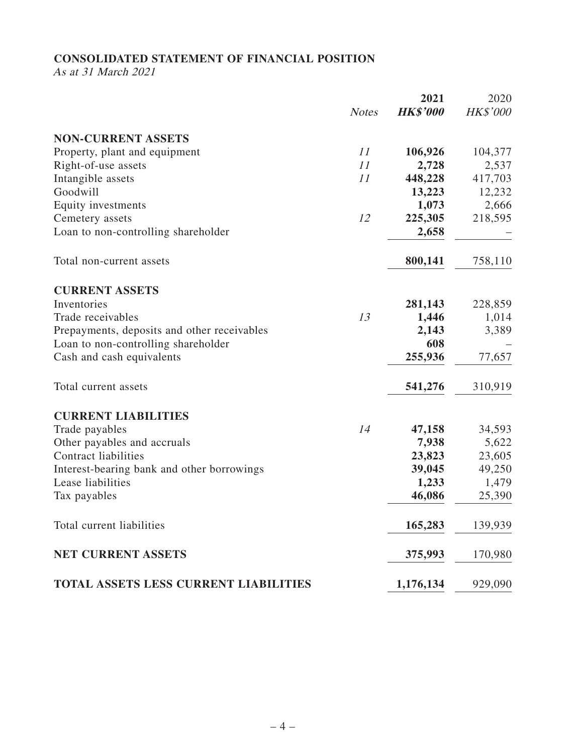**CONSOLIDATED STATEMENT OF FINANCIAL POSITION**

*As at 31 March 2021*

| | *Notes* | **2021** **HK$'000** | 2020 *HK$'000* |
|---|---|---|---|
| **NON-CURRENT ASSETS** | | | |
| Property, plant and equipment | *11* | **106,926** | 104,377 |
| Right-of-use assets | *11* | **2,728** | 2,537 |
| Intangible assets | *11* | **448,228** | 417,703 |
| Goodwill | | **13,223** | 12,232 |
| Equity investments | | **1,073** | 2,666 |
| Cemetery assets | *12* | **225,305** | 218,595 |
| Loan to non-controlling shareholder | | **2,658** | – |
| Total non-current assets | | **800,141** | 758,110 |
| **CURRENT ASSETS** | | | |
| Inventories | | **281,143** | 228,859 |
| Trade receivables | *13* | **1,446** | 1,014 |
| Prepayments, deposits and other receivables | | **2,143** | 3,389 |
| Loan to non-controlling shareholder | | **608** | – |
| Cash and cash equivalents | | **255,936** | 77,657 |
| Total current assets | | **541,276** | 310,919 |
| **CURRENT LIABILITIES** | | | |
| Trade payables | *14* | **47,158** | 34,593 |
| Other payables and accruals | | **7,938** | 5,622 |
| Contract liabilities | | **23,823** | 23,605 |
| Interest-bearing bank and other borrowings | | **39,045** | 49,250 |
| Lease liabilities | | **1,233** | 1,479 |
| Tax payables | | **46,086** | 25,390 |
| Total current liabilities | | **165,283** | 139,939 |
| **NET CURRENT ASSETS** | | **375,993** | 170,980 |
| **TOTAL ASSETS LESS CURRENT LIABILITIES** | | **1,176,134** | 929,090 |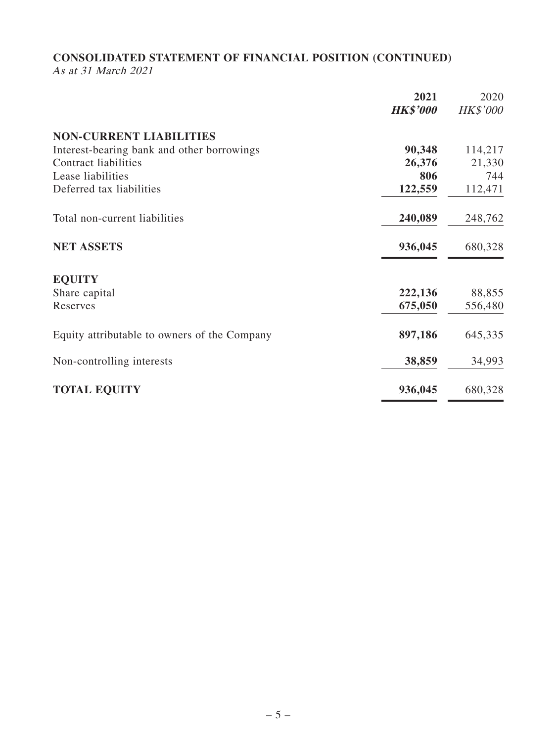## CONSOLIDATED STATEMENT OF FINANCIAL POSITION (CONTINUED)

*As at 31 March 2021*

| | **2021** | 2020 |
|---|---|---|
| | ***HK$'000*** | *HK$'000* |
| **NON-CURRENT LIABILITIES** | | |
| Interest-bearing bank and other borrowings | **90,348** | 114,217 |
| Contract liabilities | **26,376** | 21,330 |
| Lease liabilities | **806** | 744 |
| Deferred tax liabilities | **122,559** | 112,471 |
| Total non-current liabilities | **240,089** | 248,762 |
| **NET ASSETS** | **936,045** | 680,328 |
| **EQUITY** | | |
| Share capital | **222,136** | 88,855 |
| Reserves | **675,050** | 556,480 |
| Equity attributable to owners of the Company | **897,186** | 645,335 |
| Non-controlling interests | **38,859** | 34,993 |
| **TOTAL EQUITY** | **936,045** | 680,328 |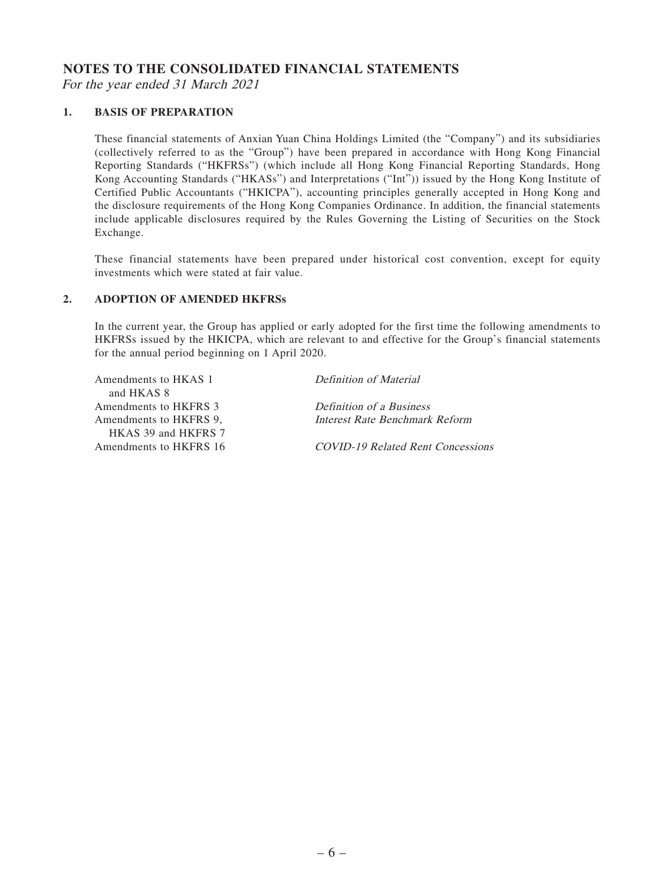# NOTES TO THE CONSOLIDATED FINANCIAL STATEMENTS

*For the year ended 31 March 2021*

## 1. BASIS OF PREPARATION

These financial statements of Anxian Yuan China Holdings Limited (the "Company") and its subsidiaries (collectively referred to as the "Group") have been prepared in accordance with Hong Kong Financial Reporting Standards ("HKFRSs") (which include all Hong Kong Financial Reporting Standards, Hong Kong Accounting Standards ("HKASs") and Interpretations ("Int")) issued by the Hong Kong Institute of Certified Public Accountants ("HKICPA"), accounting principles generally accepted in Hong Kong and the disclosure requirements of the Hong Kong Companies Ordinance. In addition, the financial statements include applicable disclosures required by the Rules Governing the Listing of Securities on the Stock Exchange.

These financial statements have been prepared under historical cost convention, except for equity investments which were stated at fair value.

## 2. ADOPTION OF AMENDED HKFRSs

In the current year, the Group has applied or early adopted for the first time the following amendments to HKFRSs issued by the HKICPA, which are relevant to and effective for the Group's financial statements for the annual period beginning on 1 April 2020.

| | |
|---|---|
| Amendments to HKAS 1 and HKAS 8 | *Definition of Material* |
| Amendments to HKFRS 3 | *Definition of a Business* |
| Amendments to HKFRS 9, HKAS 39 and HKFRS 7 | *Interest Rate Benchmark Reform* |
| Amendments to HKFRS 16 | *COVID-19 Related Rent Concessions* |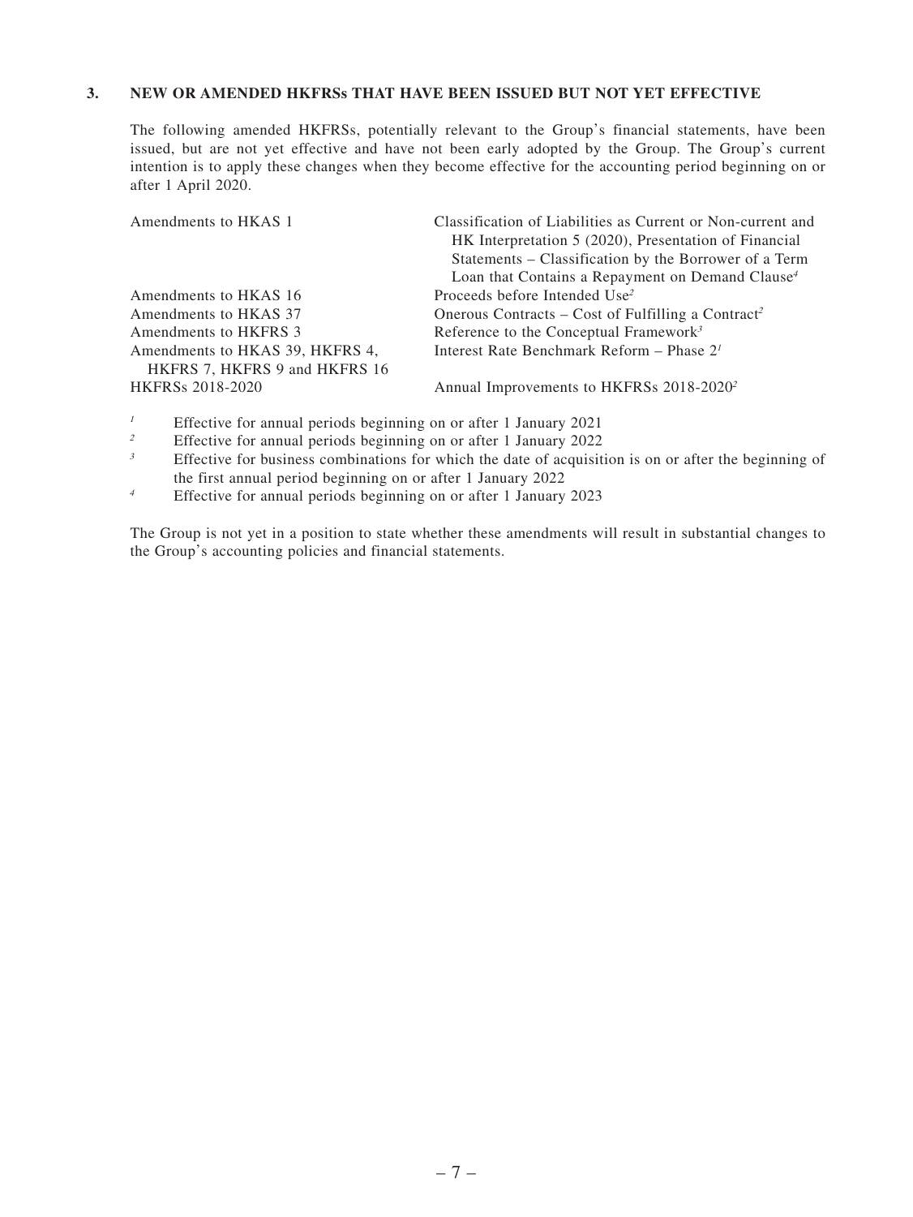### 3. NEW OR AMENDED HKFRSs THAT HAVE BEEN ISSUED BUT NOT YET EFFECTIVE

The following amended HKFRSs, potentially relevant to the Group's financial statements, have been issued, but are not yet effective and have not been early adopted by the Group. The Group's current intention is to apply these changes when they become effective for the accounting period beginning on or after 1 April 2020.

| | |
|---|---|
| Amendments to HKAS 1 | Classification of Liabilities as Current or Non-current and HK Interpretation 5 (2020), Presentation of Financial Statements – Classification by the Borrower of a Term Loan that Contains a Repayment on Demand Clause[4] |
| Amendments to HKAS 16 | Proceeds before Intended Use[2] |
| Amendments to HKAS 37 | Onerous Contracts – Cost of Fulfilling a Contract[2] |
| Amendments to HKFRS 3 | Reference to the Conceptual Framework[3] |
| Amendments to HKAS 39, HKFRS 4, HKFRS 7, HKFRS 9 and HKFRS 16 | Interest Rate Benchmark Reform – Phase 2[1] |
| HKFRSs 2018-2020 | Annual Improvements to HKFRSs 2018-2020[2] |

[1] Effective for annual periods beginning on or after 1 January 2021

[2] Effective for annual periods beginning on or after 1 January 2022

[3] Effective for business combinations for which the date of acquisition is on or after the beginning of the first annual period beginning on or after 1 January 2022

[4] Effective for annual periods beginning on or after 1 January 2023

The Group is not yet in a position to state whether these amendments will result in substantial changes to the Group's accounting policies and financial statements.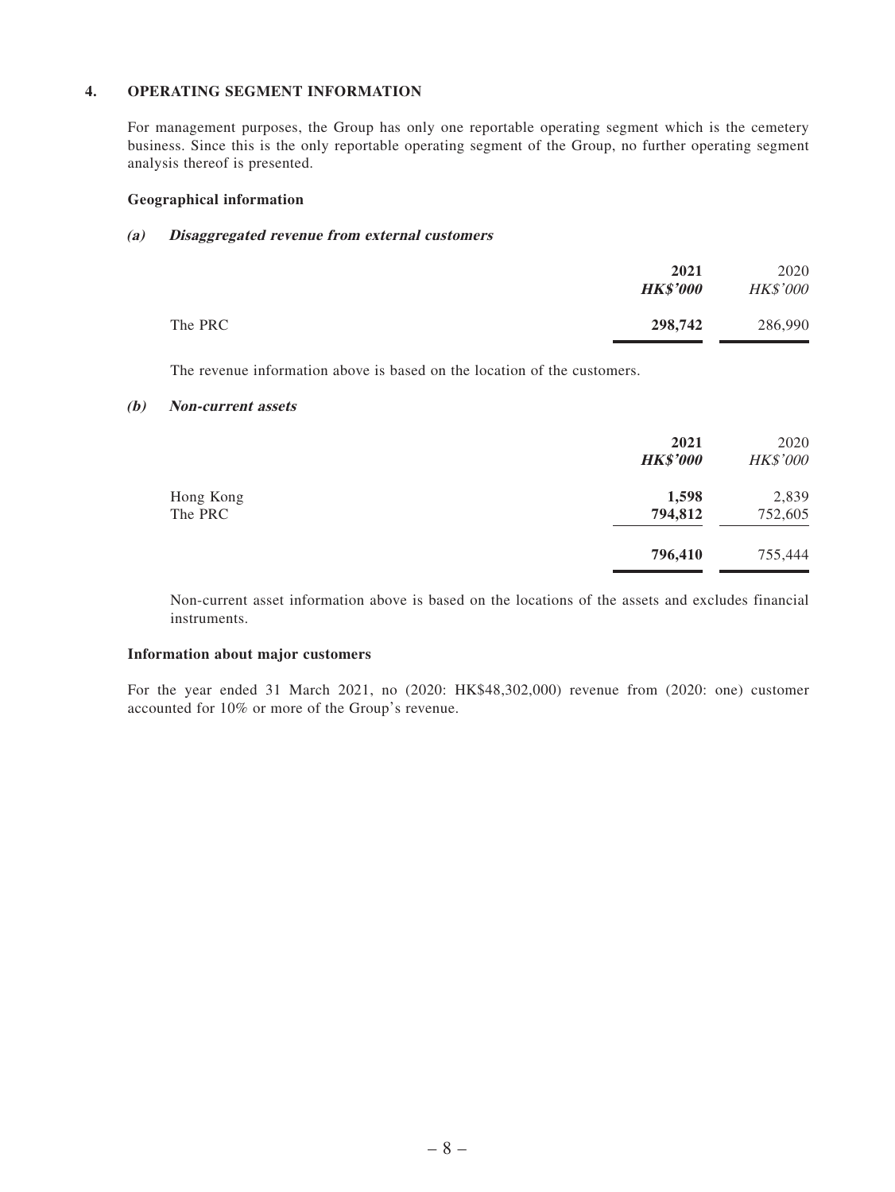## 4. OPERATING SEGMENT INFORMATION

For management purposes, the Group has only one reportable operating segment which is the cemetery business. Since this is the only reportable operating segment of the Group, no further operating segment analysis thereof is presented.

**Geographical information**

***(a) Disaggregated revenue from external customers***

| | **2021** | 2020 |
|---|---|---|
| | ***HK$'000*** | *HK$'000* |
| The PRC | **298,742** | 286,990 |

The revenue information above is based on the location of the customers.

***(b) Non-current assets***

| | **2021** | 2020 |
|---|---|---|
| | ***HK$'000*** | *HK$'000* |
| Hong Kong | **1,598** | 2,839 |
| The PRC | **794,812** | 752,605 |
| | **796,410** | 755,444 |

Non-current asset information above is based on the locations of the assets and excludes financial instruments.

**Information about major customers**

For the year ended 31 March 2021, no (2020: HK$48,302,000) revenue from (2020: one) customer accounted for 10% or more of the Group's revenue.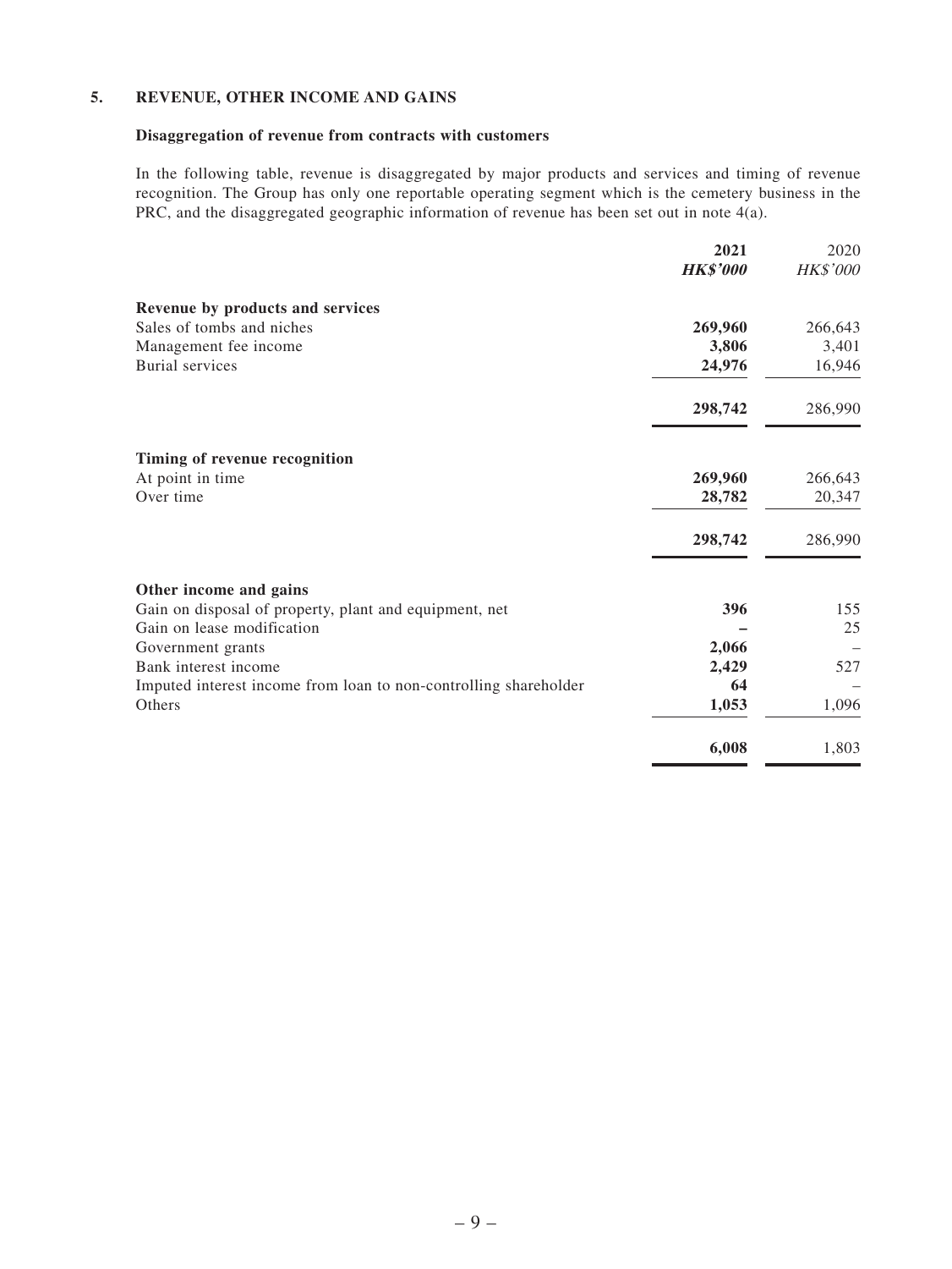## 5. REVENUE, OTHER INCOME AND GAINS

### Disaggregation of revenue from contracts with customers

In the following table, revenue is disaggregated by major products and services and timing of revenue recognition. The Group has only one reportable operating segment which is the cemetery business in the PRC, and the disaggregated geographic information of revenue has been set out in note 4(a).

| | **2021** | 2020 |
|---|---|---|
| | ***HK$'000*** | *HK$'000* |
| **Revenue by products and services** | | |
| Sales of tombs and niches | **269,960** | 266,643 |
| Management fee income | **3,806** | 3,401 |
| Burial services | **24,976** | 16,946 |
| | **298,742** | 286,990 |
| **Timing of revenue recognition** | | |
| At point in time | **269,960** | 266,643 |
| Over time | **28,782** | 20,347 |
| | **298,742** | 286,990 |
| **Other income and gains** | | |
| Gain on disposal of property, plant and equipment, net | **396** | 155 |
| Gain on lease modification | **–** | 25 |
| Government grants | **2,066** | – |
| Bank interest income | **2,429** | 527 |
| Imputed interest income from loan to non-controlling shareholder | **64** | – |
| Others | **1,053** | 1,096 |
| | **6,008** | 1,803 |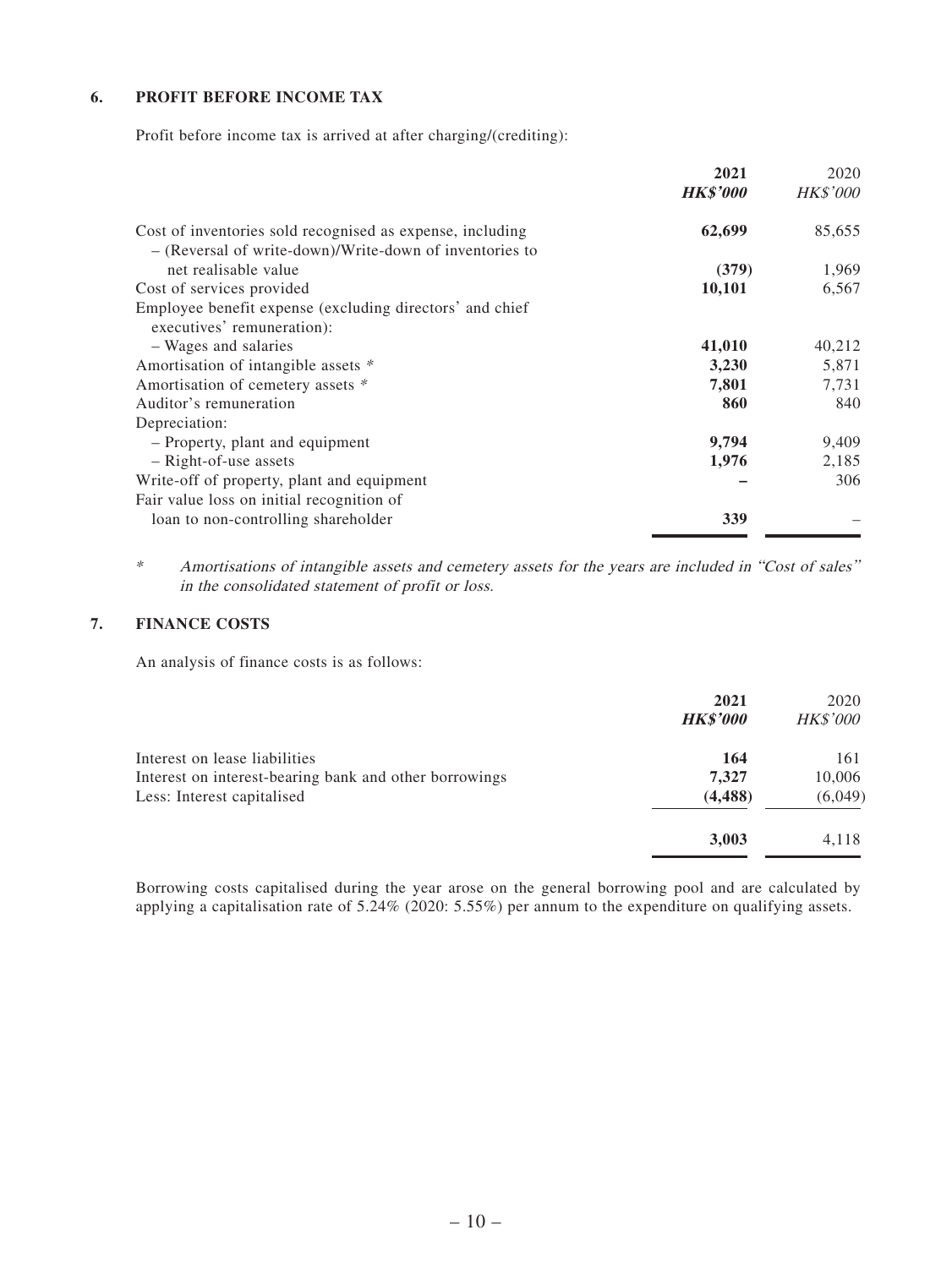## 6. PROFIT BEFORE INCOME TAX

Profit before income tax is arrived at after charging/(crediting):

| | **2021** | 2020 |
|---|---|---|
| | ***HK$'000*** | *HK$'000* |
| Cost of inventories sold recognised as expense, including | **62,699** | 85,655 |
| – (Reversal of write-down)/Write-down of inventories to net realisable value | **(379)** | 1,969 |
| Cost of services provided | **10,101** | 6,567 |
| Employee benefit expense (excluding directors' and chief executives' remuneration): | | |
| – Wages and salaries | **41,010** | 40,212 |
| Amortisation of intangible assets * | **3,230** | 5,871 |
| Amortisation of cemetery assets * | **7,801** | 7,731 |
| Auditor's remuneration | **860** | 840 |
| Depreciation: | | |
| – Property, plant and equipment | **9,794** | 9,409 |
| – Right-of-use assets | **1,976** | 2,185 |
| Write-off of property, plant and equipment | **–** | 306 |
| Fair value loss on initial recognition of loan to non-controlling shareholder | **339** | – |

\* *Amortisations of intangible assets and cemetery assets for the years are included in "Cost of sales" in the consolidated statement of profit or loss.*

## 7. FINANCE COSTS

An analysis of finance costs is as follows:

| | **2021** | 2020 |
|---|---|---|
| | ***HK$'000*** | *HK$'000* |
| Interest on lease liabilities | **164** | 161 |
| Interest on interest-bearing bank and other borrowings | **7,327** | 10,006 |
| Less: Interest capitalised | **(4,488)** | (6,049) |
| | **3,003** | 4,118 |

Borrowing costs capitalised during the year arose on the general borrowing pool and are calculated by applying a capitalisation rate of 5.24% (2020: 5.55%) per annum to the expenditure on qualifying assets.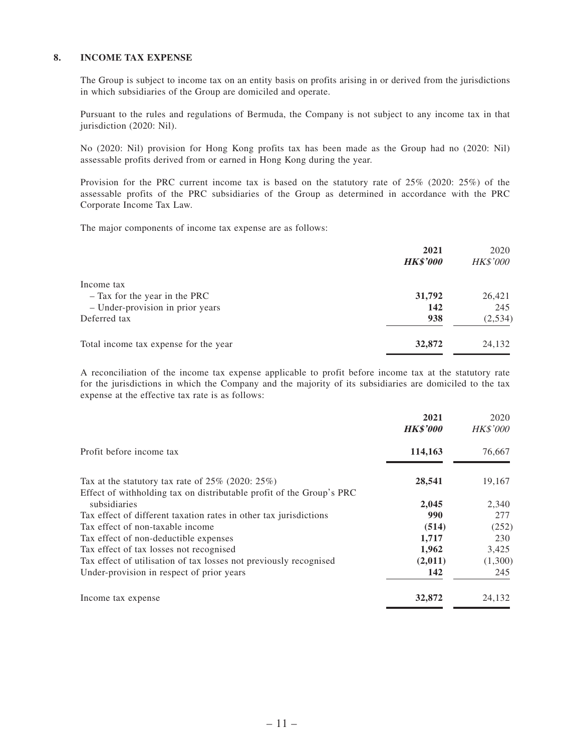## 8. INCOME TAX EXPENSE

The Group is subject to income tax on an entity basis on profits arising in or derived from the jurisdictions in which subsidiaries of the Group are domiciled and operate.

Pursuant to the rules and regulations of Bermuda, the Company is not subject to any income tax in that jurisdiction (2020: Nil).

No (2020: Nil) provision for Hong Kong profits tax has been made as the Group had no (2020: Nil) assessable profits derived from or earned in Hong Kong during the year.

Provision for the PRC current income tax is based on the statutory rate of 25% (2020: 25%) of the assessable profits of the PRC subsidiaries of the Group as determined in accordance with the PRC Corporate Income Tax Law.

The major components of income tax expense are as follows:

| | **2021** | 2020 |
|---|---|---|
| | ***HK$'000*** | *HK$'000* |
| Income tax | | |
| – Tax for the year in the PRC | **31,792** | 26,421 |
| – Under-provision in prior years | **142** | 245 |
| Deferred tax | **938** | (2,534) |
| Total income tax expense for the year | **32,872** | 24,132 |

A reconciliation of the income tax expense applicable to profit before income tax at the statutory rate for the jurisdictions in which the Company and the majority of its subsidiaries are domiciled to the tax expense at the effective tax rate is as follows:

| | **2021** | 2020 |
|---|---|---|
| | ***HK$'000*** | *HK$'000* |
| Profit before income tax | **114,163** | 76,667 |
| Tax at the statutory tax rate of 25% (2020: 25%) | **28,541** | 19,167 |
| Effect of withholding tax on distributable profit of the Group's PRC subsidiaries | **2,045** | 2,340 |
| Tax effect of different taxation rates in other tax jurisdictions | **990** | 277 |
| Tax effect of non-taxable income | **(514)** | (252) |
| Tax effect of non-deductible expenses | **1,717** | 230 |
| Tax effect of tax losses not recognised | **1,962** | 3,425 |
| Tax effect of utilisation of tax losses not previously recognised | **(2,011)** | (1,300) |
| Under-provision in respect of prior years | **142** | 245 |
| Income tax expense | **32,872** | 24,132 |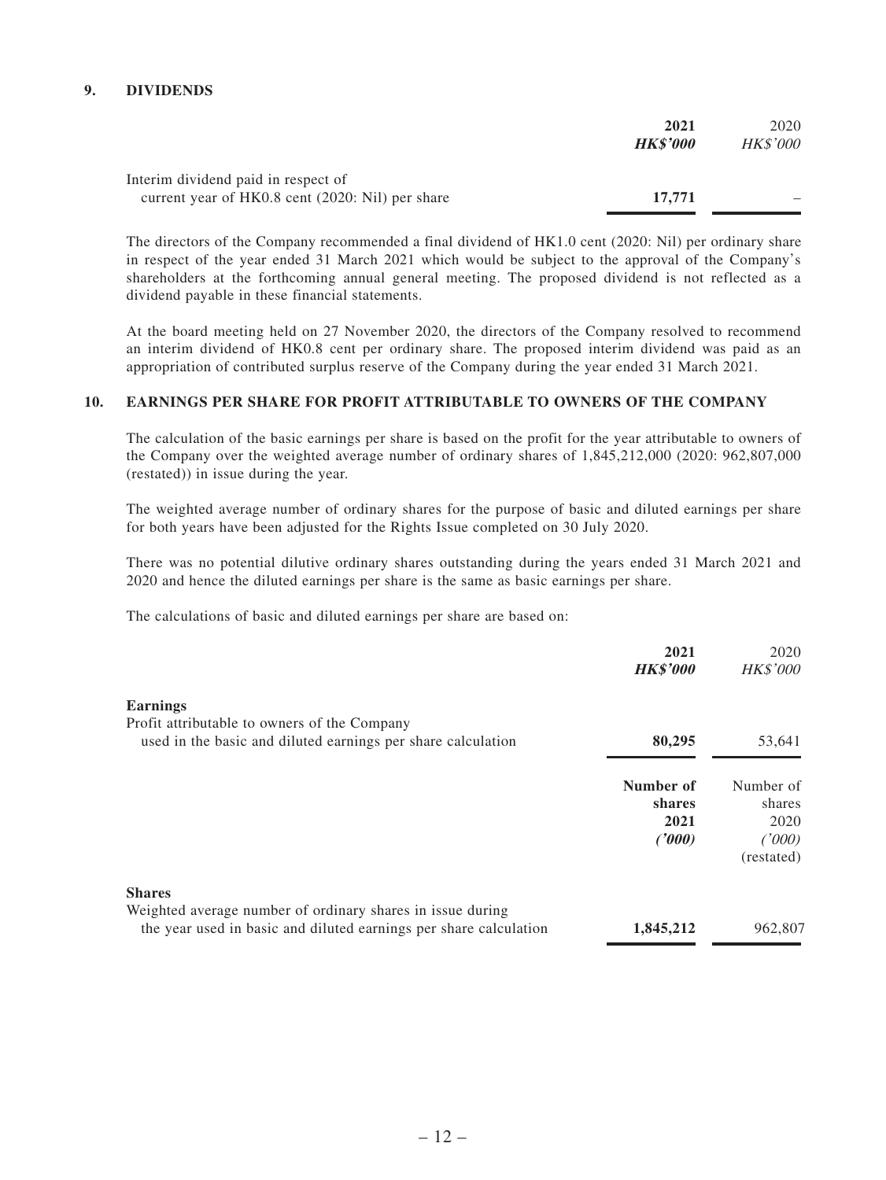## 9. DIVIDENDS

| | 2021 *HK$'000* | 2020 *HK$'000* |
|---|---|---|
| Interim dividend paid in respect of current year of HK0.8 cent (2020: Nil) per share | **17,771** | – |

The directors of the Company recommended a final dividend of HK1.0 cent (2020: Nil) per ordinary share in respect of the year ended 31 March 2021 which would be subject to the approval of the Company's shareholders at the forthcoming annual general meeting. The proposed dividend is not reflected as a dividend payable in these financial statements.

At the board meeting held on 27 November 2020, the directors of the Company resolved to recommend an interim dividend of HK0.8 cent per ordinary share. The proposed interim dividend was paid as an appropriation of contributed surplus reserve of the Company during the year ended 31 March 2021.

## 10. EARNINGS PER SHARE FOR PROFIT ATTRIBUTABLE TO OWNERS OF THE COMPANY

The calculation of the basic earnings per share is based on the profit for the year attributable to owners of the Company over the weighted average number of ordinary shares of 1,845,212,000 (2020: 962,807,000 (restated)) in issue during the year.

The weighted average number of ordinary shares for the purpose of basic and diluted earnings per share for both years have been adjusted for the Rights Issue completed on 30 July 2020.

There was no potential dilutive ordinary shares outstanding during the years ended 31 March 2021 and 2020 and hence the diluted earnings per share is the same as basic earnings per share.

The calculations of basic and diluted earnings per share are based on:

| | 2021 *HK$'000* | 2020 *HK$'000* |
|---|---|---|
| **Earnings** | | |
| Profit attributable to owners of the Company used in the basic and diluted earnings per share calculation | **80,295** | 53,641 |
| | **Number of shares 2021 *('000)*** | Number of shares 2020 *('000)* (restated) |
| **Shares** | | |
| Weighted average number of ordinary shares in issue during the year used in basic and diluted earnings per share calculation | **1,845,212** | 962,807 |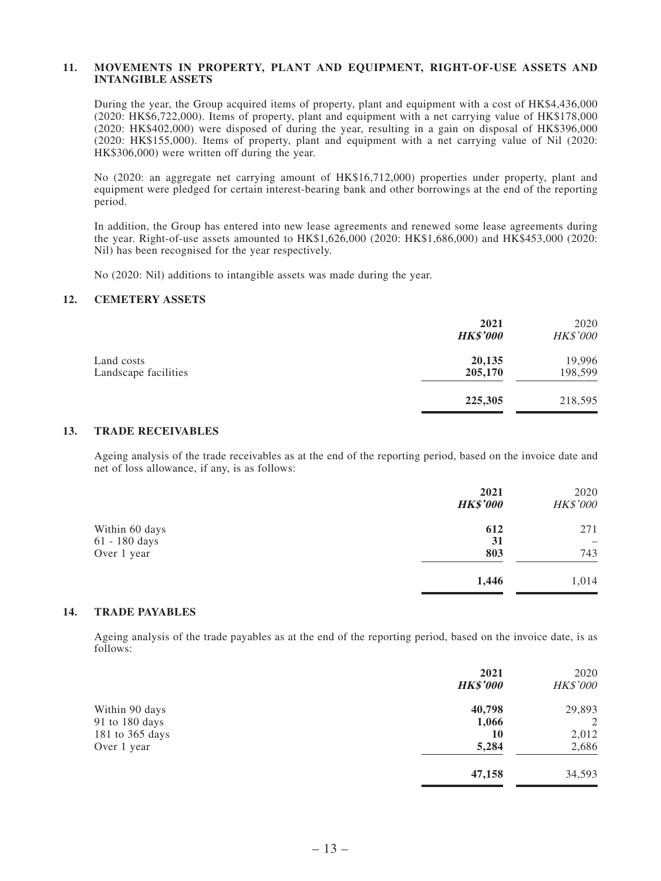## 11. MOVEMENTS IN PROPERTY, PLANT AND EQUIPMENT, RIGHT-OF-USE ASSETS AND INTANGIBLE ASSETS

During the year, the Group acquired items of property, plant and equipment with a cost of HK$4,436,000 (2020: HK$6,722,000). Items of property, plant and equipment with a net carrying value of HK$178,000 (2020: HK$402,000) were disposed of during the year, resulting in a gain on disposal of HK$396,000 (2020: HK$155,000). Items of property, plant and equipment with a net carrying value of Nil (2020: HK$306,000) were written off during the year.

No (2020: an aggregate net carrying amount of HK$16,712,000) properties under property, plant and equipment were pledged for certain interest-bearing bank and other borrowings at the end of the reporting period.

In addition, the Group has entered into new lease agreements and renewed some lease agreements during the year. Right-of-use assets amounted to HK$1,626,000 (2020: HK$1,686,000) and HK$453,000 (2020: Nil) has been recognised for the year respectively.

No (2020: Nil) additions to intangible assets was made during the year.

## 12. CEMETERY ASSETS

| | **2021** | 2020 |
|---|---|---|
| | ***HK$'000*** | *HK$'000* |
| Land costs | **20,135** | 19,996 |
| Landscape facilities | **205,170** | 198,599 |
| | **225,305** | 218,595 |

## 13. TRADE RECEIVABLES

Ageing analysis of the trade receivables as at the end of the reporting period, based on the invoice date and net of loss allowance, if any, is as follows:

| | **2021** | 2020 |
|---|---|---|
| | ***HK$'000*** | *HK$'000* |
| Within 60 days | **612** | 271 |
| 61 - 180 days | **31** | – |
| Over 1 year | **803** | 743 |
| | **1,446** | 1,014 |

## 14. TRADE PAYABLES

Ageing analysis of the trade payables as at the end of the reporting period, based on the invoice date, is as follows:

| | **2021** | 2020 |
|---|---|---|
| | ***HK$'000*** | *HK$'000* |
| Within 90 days | **40,798** | 29,893 |
| 91 to 180 days | **1,066** | 2 |
| 181 to 365 days | **10** | 2,012 |
| Over 1 year | **5,284** | 2,686 |
| | **47,158** | 34,593 |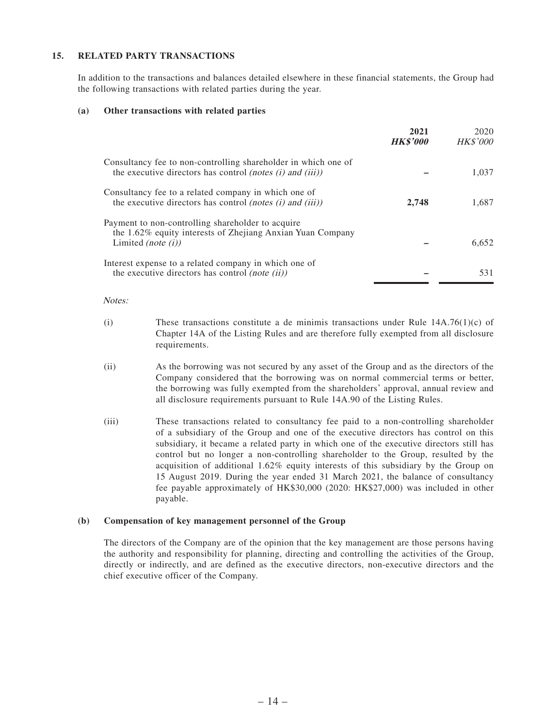## 15. RELATED PARTY TRANSACTIONS

In addition to the transactions and balances detailed elsewhere in these financial statements, the Group had the following transactions with related parties during the year.

### (a) Other transactions with related parties

| | **2021** **HK$'000** | 2020 HK$'000 |
|---|---|---|
| Consultancy fee to non-controlling shareholder in which one of the executive directors has control *(notes (i) and (iii))* | **–** | 1,037 |
| Consultancy fee to a related company in which one of the executive directors has control *(notes (i) and (iii))* | **2,748** | 1,687 |
| Payment to non-controlling shareholder to acquire the 1.62% equity interests of Zhejiang Anxian Yuan Company Limited *(note (i))* | **–** | 6,652 |
| Interest expense to a related company in which one of the executive directors has control *(note (ii))* | **–** | 531 |

*Notes:*

(i) These transactions constitute a de minimis transactions under Rule 14A.76(1)(c) of Chapter 14A of the Listing Rules and are therefore fully exempted from all disclosure requirements.

(ii) As the borrowing was not secured by any asset of the Group and as the directors of the Company considered that the borrowing was on normal commercial terms or better, the borrowing was fully exempted from the shareholders' approval, annual review and all disclosure requirements pursuant to Rule 14A.90 of the Listing Rules.

(iii) These transactions related to consultancy fee paid to a non-controlling shareholder of a subsidiary of the Group and one of the executive directors has control on this subsidiary, it became a related party in which one of the executive directors still has control but no longer a non-controlling shareholder to the Group, resulted by the acquisition of additional 1.62% equity interests of this subsidiary by the Group on 15 August 2019. During the year ended 31 March 2021, the balance of consultancy fee payable approximately of HK$30,000 (2020: HK$27,000) was included in other payable.

### (b) Compensation of key management personnel of the Group

The directors of the Company are of the opinion that the key management are those persons having the authority and responsibility for planning, directing and controlling the activities of the Group, directly or indirectly, and are defined as the executive directors, non-executive directors and the chief executive officer of the Company.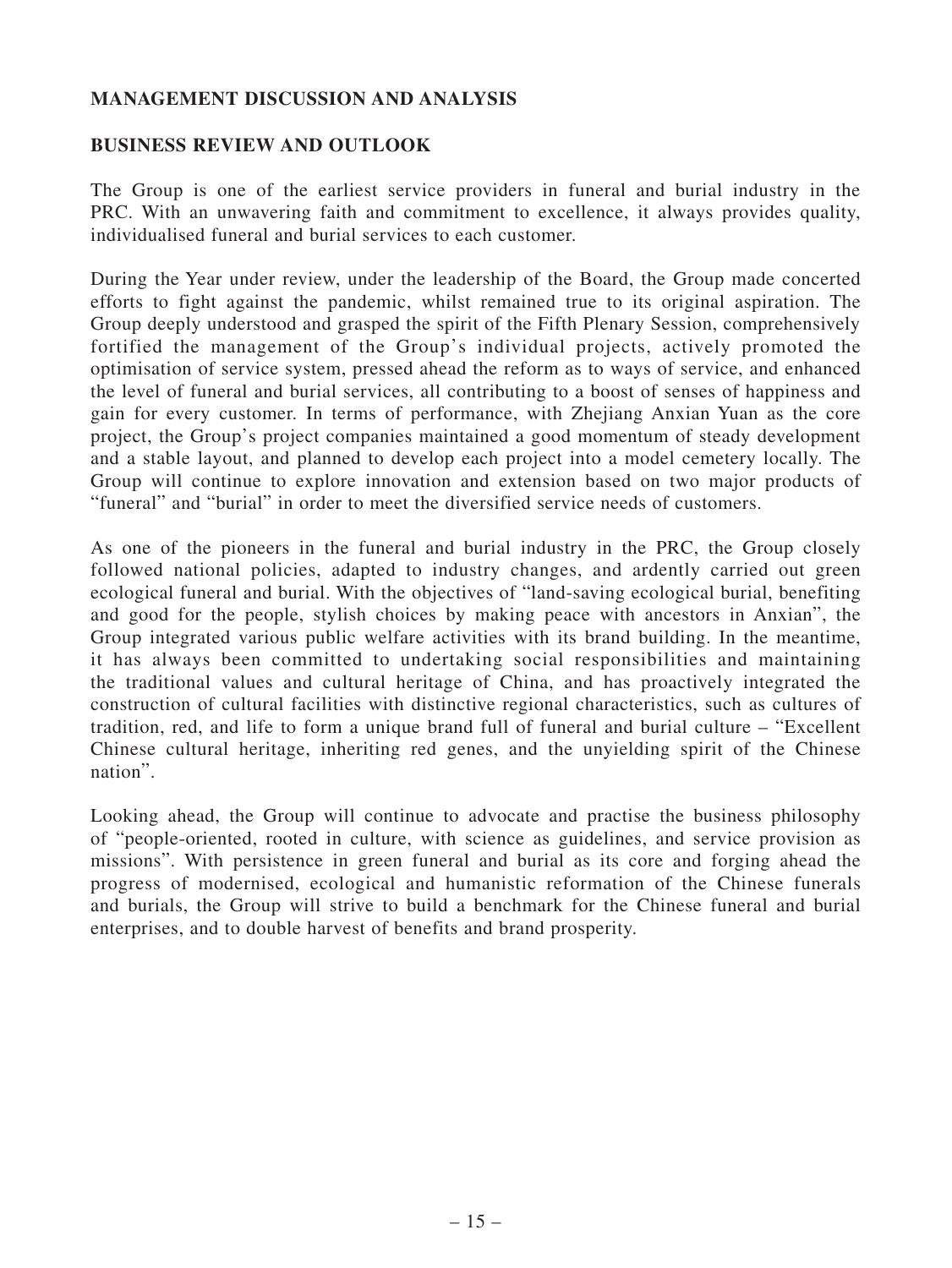## MANAGEMENT DISCUSSION AND ANALYSIS

### BUSINESS REVIEW AND OUTLOOK

The Group is one of the earliest service providers in funeral and burial industry in the PRC. With an unwavering faith and commitment to excellence, it always provides quality, individualised funeral and burial services to each customer.

During the Year under review, under the leadership of the Board, the Group made concerted efforts to fight against the pandemic, whilst remained true to its original aspiration. The Group deeply understood and grasped the spirit of the Fifth Plenary Session, comprehensively fortified the management of the Group's individual projects, actively promoted the optimisation of service system, pressed ahead the reform as to ways of service, and enhanced the level of funeral and burial services, all contributing to a boost of senses of happiness and gain for every customer. In terms of performance, with Zhejiang Anxian Yuan as the core project, the Group's project companies maintained a good momentum of steady development and a stable layout, and planned to develop each project into a model cemetery locally. The Group will continue to explore innovation and extension based on two major products of "funeral" and "burial" in order to meet the diversified service needs of customers.

As one of the pioneers in the funeral and burial industry in the PRC, the Group closely followed national policies, adapted to industry changes, and ardently carried out green ecological funeral and burial. With the objectives of "land-saving ecological burial, benefiting and good for the people, stylish choices by making peace with ancestors in Anxian", the Group integrated various public welfare activities with its brand building. In the meantime, it has always been committed to undertaking social responsibilities and maintaining the traditional values and cultural heritage of China, and has proactively integrated the construction of cultural facilities with distinctive regional characteristics, such as cultures of tradition, red, and life to form a unique brand full of funeral and burial culture – "Excellent Chinese cultural heritage, inheriting red genes, and the unyielding spirit of the Chinese nation".

Looking ahead, the Group will continue to advocate and practise the business philosophy of "people-oriented, rooted in culture, with science as guidelines, and service provision as missions". With persistence in green funeral and burial as its core and forging ahead the progress of modernised, ecological and humanistic reformation of the Chinese funerals and burials, the Group will strive to build a benchmark for the Chinese funeral and burial enterprises, and to double harvest of benefits and brand prosperity.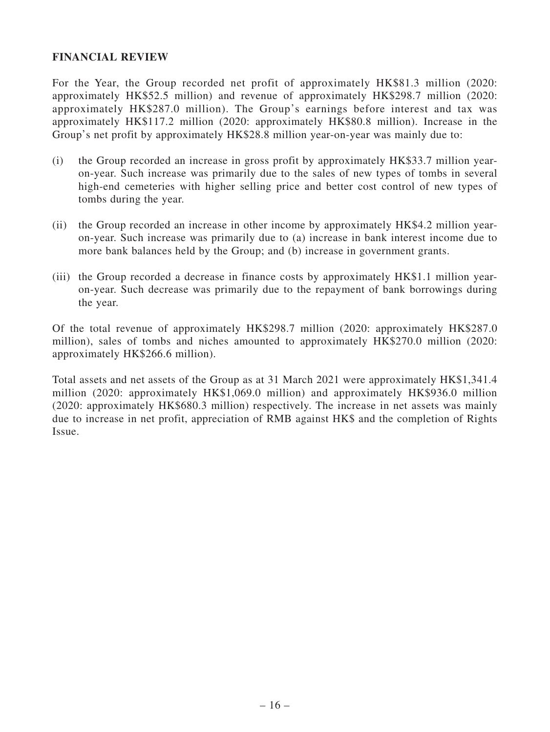## FINANCIAL REVIEW

For the Year, the Group recorded net profit of approximately HK$81.3 million (2020: approximately HK$52.5 million) and revenue of approximately HK$298.7 million (2020: approximately HK$287.0 million). The Group's earnings before interest and tax was approximately HK$117.2 million (2020: approximately HK$80.8 million). Increase in the Group's net profit by approximately HK$28.8 million year-on-year was mainly due to:

(i) the Group recorded an increase in gross profit by approximately HK$33.7 million year-on-year. Such increase was primarily due to the sales of new types of tombs in several high-end cemeteries with higher selling price and better cost control of new types of tombs during the year.

(ii) the Group recorded an increase in other income by approximately HK$4.2 million year-on-year. Such increase was primarily due to (a) increase in bank interest income due to more bank balances held by the Group; and (b) increase in government grants.

(iii) the Group recorded a decrease in finance costs by approximately HK$1.1 million year-on-year. Such decrease was primarily due to the repayment of bank borrowings during the year.

Of the total revenue of approximately HK$298.7 million (2020: approximately HK$287.0 million), sales of tombs and niches amounted to approximately HK$270.0 million (2020: approximately HK$266.6 million).

Total assets and net assets of the Group as at 31 March 2021 were approximately HK$1,341.4 million (2020: approximately HK$1,069.0 million) and approximately HK$936.0 million (2020: approximately HK$680.3 million) respectively. The increase in net assets was mainly due to increase in net profit, appreciation of RMB against HK$ and the completion of Rights Issue.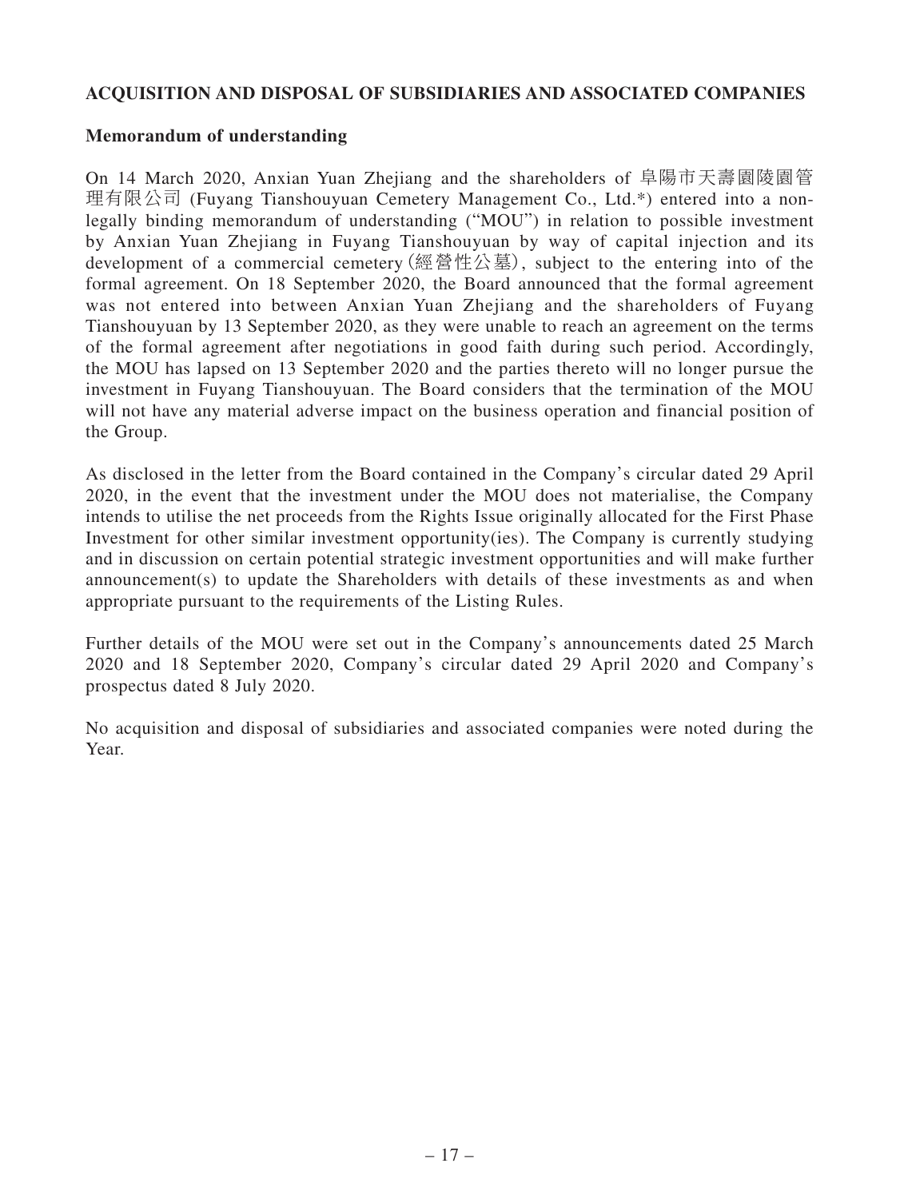## ACQUISITION AND DISPOSAL OF SUBSIDIARIES AND ASSOCIATED COMPANIES

### Memorandum of understanding

On 14 March 2020, Anxian Yuan Zhejiang and the shareholders of 阜陽市天壽園陵園管理有限公司 (Fuyang Tianshouyuan Cemetery Management Co., Ltd.*) entered into a non-legally binding memorandum of understanding ("MOU") in relation to possible investment by Anxian Yuan Zhejiang in Fuyang Tianshouyuan by way of capital injection and its development of a commercial cemetery (經營性公墓), subject to the entering into of the formal agreement. On 18 September 2020, the Board announced that the formal agreement was not entered into between Anxian Yuan Zhejiang and the shareholders of Fuyang Tianshouyuan by 13 September 2020, as they were unable to reach an agreement on the terms of the formal agreement after negotiations in good faith during such period. Accordingly, the MOU has lapsed on 13 September 2020 and the parties thereto will no longer pursue the investment in Fuyang Tianshouyuan. The Board considers that the termination of the MOU will not have any material adverse impact on the business operation and financial position of the Group.

As disclosed in the letter from the Board contained in the Company's circular dated 29 April 2020, in the event that the investment under the MOU does not materialise, the Company intends to utilise the net proceeds from the Rights Issue originally allocated for the First Phase Investment for other similar investment opportunity(ies). The Company is currently studying and in discussion on certain potential strategic investment opportunities and will make further announcement(s) to update the Shareholders with details of these investments as and when appropriate pursuant to the requirements of the Listing Rules.

Further details of the MOU were set out in the Company's announcements dated 25 March 2020 and 18 September 2020, Company's circular dated 29 April 2020 and Company's prospectus dated 8 July 2020.

No acquisition and disposal of subsidiaries and associated companies were noted during the Year.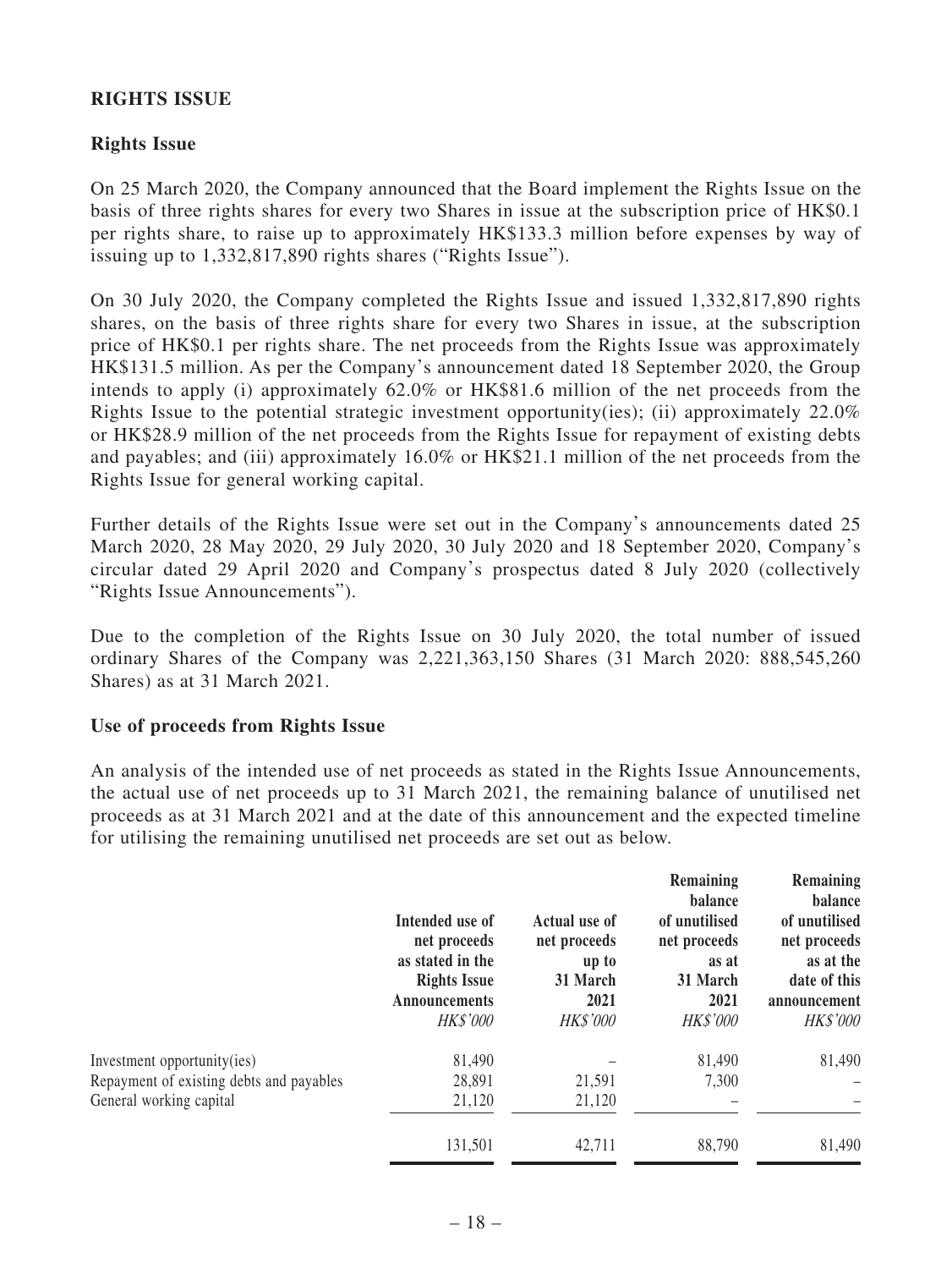## RIGHTS ISSUE

### Rights Issue

On 25 March 2020, the Company announced that the Board implement the Rights Issue on the basis of three rights shares for every two Shares in issue at the subscription price of HK$0.1 per rights share, to raise up to approximately HK$133.3 million before expenses by way of issuing up to 1,332,817,890 rights shares ("Rights Issue").

On 30 July 2020, the Company completed the Rights Issue and issued 1,332,817,890 rights shares, on the basis of three rights share for every two Shares in issue, at the subscription price of HK$0.1 per rights share. The net proceeds from the Rights Issue was approximately HK$131.5 million. As per the Company's announcement dated 18 September 2020, the Group intends to apply (i) approximately 62.0% or HK$81.6 million of the net proceeds from the Rights Issue to the potential strategic investment opportunity(ies); (ii) approximately 22.0% or HK$28.9 million of the net proceeds from the Rights Issue for repayment of existing debts and payables; and (iii) approximately 16.0% or HK$21.1 million of the net proceeds from the Rights Issue for general working capital.

Further details of the Rights Issue were set out in the Company's announcements dated 25 March 2020, 28 May 2020, 29 July 2020, 30 July 2020 and 18 September 2020, Company's circular dated 29 April 2020 and Company's prospectus dated 8 July 2020 (collectively "Rights Issue Announcements").

Due to the completion of the Rights Issue on 30 July 2020, the total number of issued ordinary Shares of the Company was 2,221,363,150 Shares (31 March 2020: 888,545,260 Shares) as at 31 March 2021.

### Use of proceeds from Rights Issue

An analysis of the intended use of net proceeds as stated in the Rights Issue Announcements, the actual use of net proceeds up to 31 March 2021, the remaining balance of unutilised net proceeds as at 31 March 2021 and at the date of this announcement and the expected timeline for utilising the remaining unutilised net proceeds are set out as below.

| | Intended use of net proceeds as stated in the Rights Issue Announcements | Actual use of net proceeds up to 31 March 2021 | Remaining balance of unutilised net proceeds as at 31 March 2021 | Remaining balance of unutilised net proceeds as at the date of this announcement |
|---|---|---|---|---|
| | *HK$'000* | *HK$'000* | *HK$'000* | *HK$'000* |
| Investment opportunity(ies) | 81,490 | – | 81,490 | 81,490 |
| Repayment of existing debts and payables | 28,891 | 21,591 | 7,300 | – |
| General working capital | 21,120 | 21,120 | – | – |
| | 131,501 | 42,711 | 88,790 | 81,490 |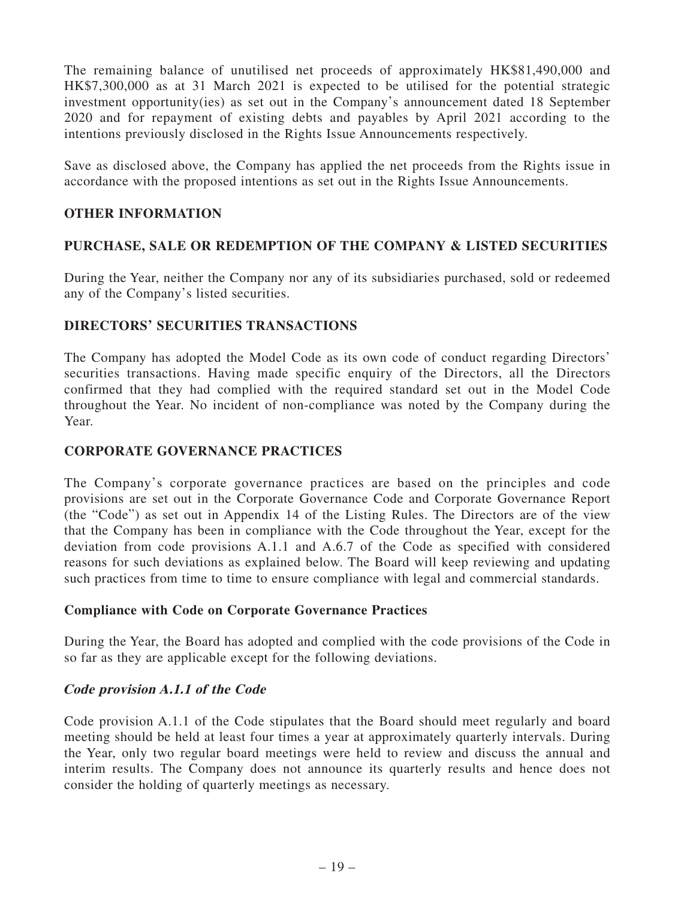The remaining balance of unutilised net proceeds of approximately HK$81,490,000 and HK$7,300,000 as at 31 March 2021 is expected to be utilised for the potential strategic investment opportunity(ies) as set out in the Company's announcement dated 18 September 2020 and for repayment of existing debts and payables by April 2021 according to the intentions previously disclosed in the Rights Issue Announcements respectively.

Save as disclosed above, the Company has applied the net proceeds from the Rights issue in accordance with the proposed intentions as set out in the Rights Issue Announcements.

## OTHER INFORMATION

## PURCHASE, SALE OR REDEMPTION OF THE COMPANY & LISTED SECURITIES

During the Year, neither the Company nor any of its subsidiaries purchased, sold or redeemed any of the Company's listed securities.

## DIRECTORS' SECURITIES TRANSACTIONS

The Company has adopted the Model Code as its own code of conduct regarding Directors' securities transactions. Having made specific enquiry of the Directors, all the Directors confirmed that they had complied with the required standard set out in the Model Code throughout the Year. No incident of non-compliance was noted by the Company during the Year.

## CORPORATE GOVERNANCE PRACTICES

The Company's corporate governance practices are based on the principles and code provisions are set out in the Corporate Governance Code and Corporate Governance Report (the "Code") as set out in Appendix 14 of the Listing Rules. The Directors are of the view that the Company has been in compliance with the Code throughout the Year, except for the deviation from code provisions A.1.1 and A.6.7 of the Code as specified with considered reasons for such deviations as explained below. The Board will keep reviewing and updating such practices from time to time to ensure compliance with legal and commercial standards.

### Compliance with Code on Corporate Governance Practices

During the Year, the Board has adopted and complied with the code provisions of the Code in so far as they are applicable except for the following deviations.

#### *Code provision A.1.1 of the Code*

Code provision A.1.1 of the Code stipulates that the Board should meet regularly and board meeting should be held at least four times a year at approximately quarterly intervals. During the Year, only two regular board meetings were held to review and discuss the annual and interim results. The Company does not announce its quarterly results and hence does not consider the holding of quarterly meetings as necessary.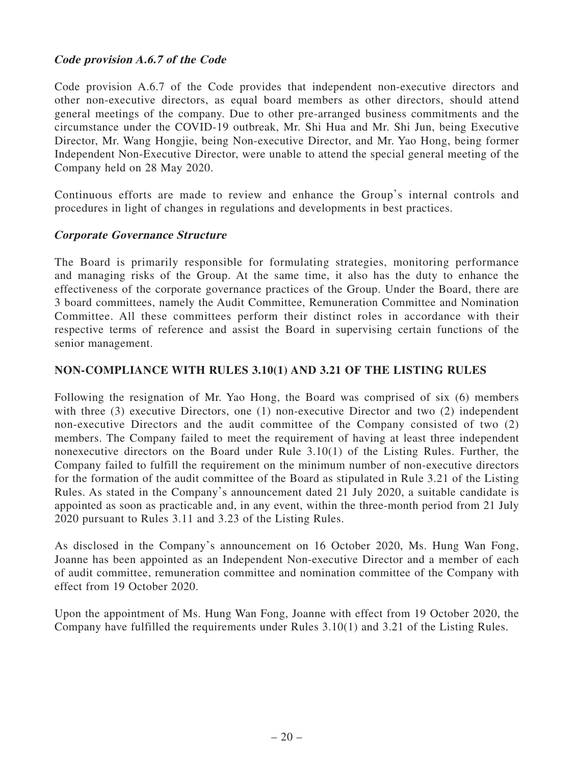***Code provision A.6.7 of the Code***

Code provision A.6.7 of the Code provides that independent non-executive directors and other non-executive directors, as equal board members as other directors, should attend general meetings of the company. Due to other pre-arranged business commitments and the circumstance under the COVID-19 outbreak, Mr. Shi Hua and Mr. Shi Jun, being Executive Director, Mr. Wang Hongjie, being Non-executive Director, and Mr. Yao Hong, being former Independent Non-Executive Director, were unable to attend the special general meeting of the Company held on 28 May 2020.

Continuous efforts are made to review and enhance the Group's internal controls and procedures in light of changes in regulations and developments in best practices.

***Corporate Governance Structure***

The Board is primarily responsible for formulating strategies, monitoring performance and managing risks of the Group. At the same time, it also has the duty to enhance the effectiveness of the corporate governance practices of the Group. Under the Board, there are 3 board committees, namely the Audit Committee, Remuneration Committee and Nomination Committee. All these committees perform their distinct roles in accordance with their respective terms of reference and assist the Board in supervising certain functions of the senior management.

## NON-COMPLIANCE WITH RULES 3.10(1) AND 3.21 OF THE LISTING RULES

Following the resignation of Mr. Yao Hong, the Board was comprised of six (6) members with three (3) executive Directors, one (1) non-executive Director and two (2) independent non-executive Directors and the audit committee of the Company consisted of two (2) members. The Company failed to meet the requirement of having at least three independent nonexecutive directors on the Board under Rule 3.10(1) of the Listing Rules. Further, the Company failed to fulfill the requirement on the minimum number of non-executive directors for the formation of the audit committee of the Board as stipulated in Rule 3.21 of the Listing Rules. As stated in the Company's announcement dated 21 July 2020, a suitable candidate is appointed as soon as practicable and, in any event, within the three-month period from 21 July 2020 pursuant to Rules 3.11 and 3.23 of the Listing Rules.

As disclosed in the Company's announcement on 16 October 2020, Ms. Hung Wan Fong, Joanne has been appointed as an Independent Non-executive Director and a member of each of audit committee, remuneration committee and nomination committee of the Company with effect from 19 October 2020.

Upon the appointment of Ms. Hung Wan Fong, Joanne with effect from 19 October 2020, the Company have fulfilled the requirements under Rules 3.10(1) and 3.21 of the Listing Rules.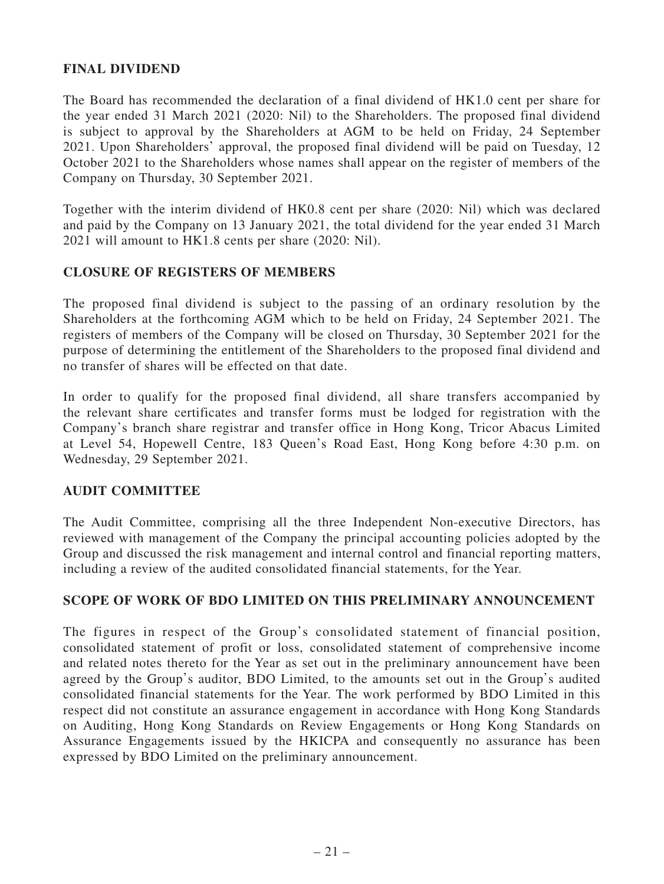## FINAL DIVIDEND

The Board has recommended the declaration of a final dividend of HK1.0 cent per share for the year ended 31 March 2021 (2020: Nil) to the Shareholders. The proposed final dividend is subject to approval by the Shareholders at AGM to be held on Friday, 24 September 2021. Upon Shareholders' approval, the proposed final dividend will be paid on Tuesday, 12 October 2021 to the Shareholders whose names shall appear on the register of members of the Company on Thursday, 30 September 2021.

Together with the interim dividend of HK0.8 cent per share (2020: Nil) which was declared and paid by the Company on 13 January 2021, the total dividend for the year ended 31 March 2021 will amount to HK1.8 cents per share (2020: Nil).

## CLOSURE OF REGISTERS OF MEMBERS

The proposed final dividend is subject to the passing of an ordinary resolution by the Shareholders at the forthcoming AGM which to be held on Friday, 24 September 2021. The registers of members of the Company will be closed on Thursday, 30 September 2021 for the purpose of determining the entitlement of the Shareholders to the proposed final dividend and no transfer of shares will be effected on that date.

In order to qualify for the proposed final dividend, all share transfers accompanied by the relevant share certificates and transfer forms must be lodged for registration with the Company's branch share registrar and transfer office in Hong Kong, Tricor Abacus Limited at Level 54, Hopewell Centre, 183 Queen's Road East, Hong Kong before 4:30 p.m. on Wednesday, 29 September 2021.

## AUDIT COMMITTEE

The Audit Committee, comprising all the three Independent Non-executive Directors, has reviewed with management of the Company the principal accounting policies adopted by the Group and discussed the risk management and internal control and financial reporting matters, including a review of the audited consolidated financial statements, for the Year.

## SCOPE OF WORK OF BDO LIMITED ON THIS PRELIMINARY ANNOUNCEMENT

The figures in respect of the Group's consolidated statement of financial position, consolidated statement of profit or loss, consolidated statement of comprehensive income and related notes thereto for the Year as set out in the preliminary announcement have been agreed by the Group's auditor, BDO Limited, to the amounts set out in the Group's audited consolidated financial statements for the Year. The work performed by BDO Limited in this respect did not constitute an assurance engagement in accordance with Hong Kong Standards on Auditing, Hong Kong Standards on Review Engagements or Hong Kong Standards on Assurance Engagements issued by the HKICPA and consequently no assurance has been expressed by BDO Limited on the preliminary announcement.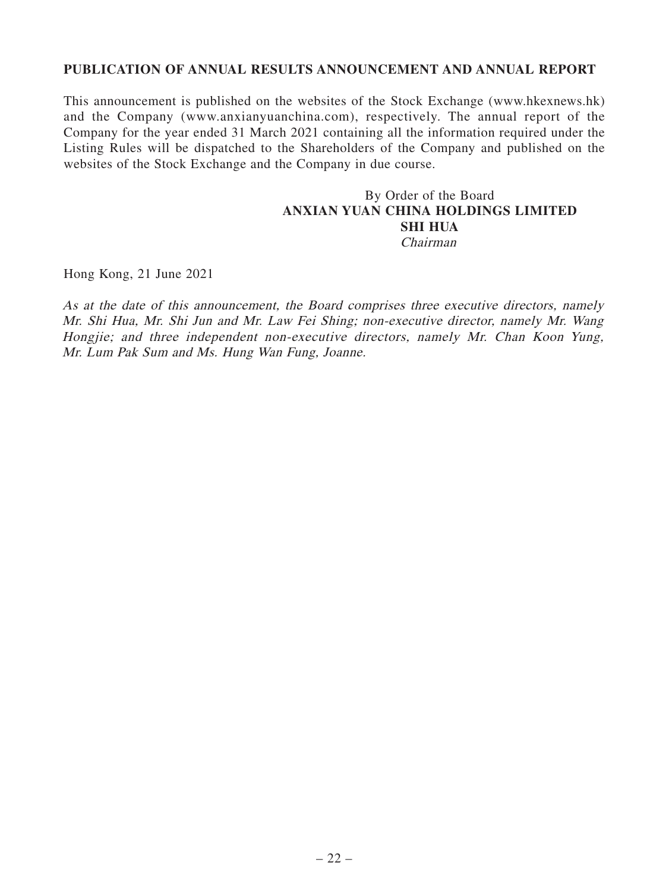**PUBLICATION OF ANNUAL RESULTS ANNOUNCEMENT AND ANNUAL REPORT**

This announcement is published on the websites of the Stock Exchange (www.hkexnews.hk) and the Company (www.anxianyuanchina.com), respectively. The annual report of the Company for the year ended 31 March 2021 containing all the information required under the Listing Rules will be dispatched to the Shareholders of the Company and published on the websites of the Stock Exchange and the Company in due course.

By Order of the Board
**ANXIAN YUAN CHINA HOLDINGS LIMITED**
**SHI HUA**
*Chairman*

Hong Kong, 21 June 2021

*As at the date of this announcement, the Board comprises three executive directors, namely Mr. Shi Hua, Mr. Shi Jun and Mr. Law Fei Shing; non-executive director, namely Mr. Wang Hongjie; and three independent non-executive directors, namely Mr. Chan Koon Yung, Mr. Lum Pak Sum and Ms. Hung Wan Fung, Joanne.*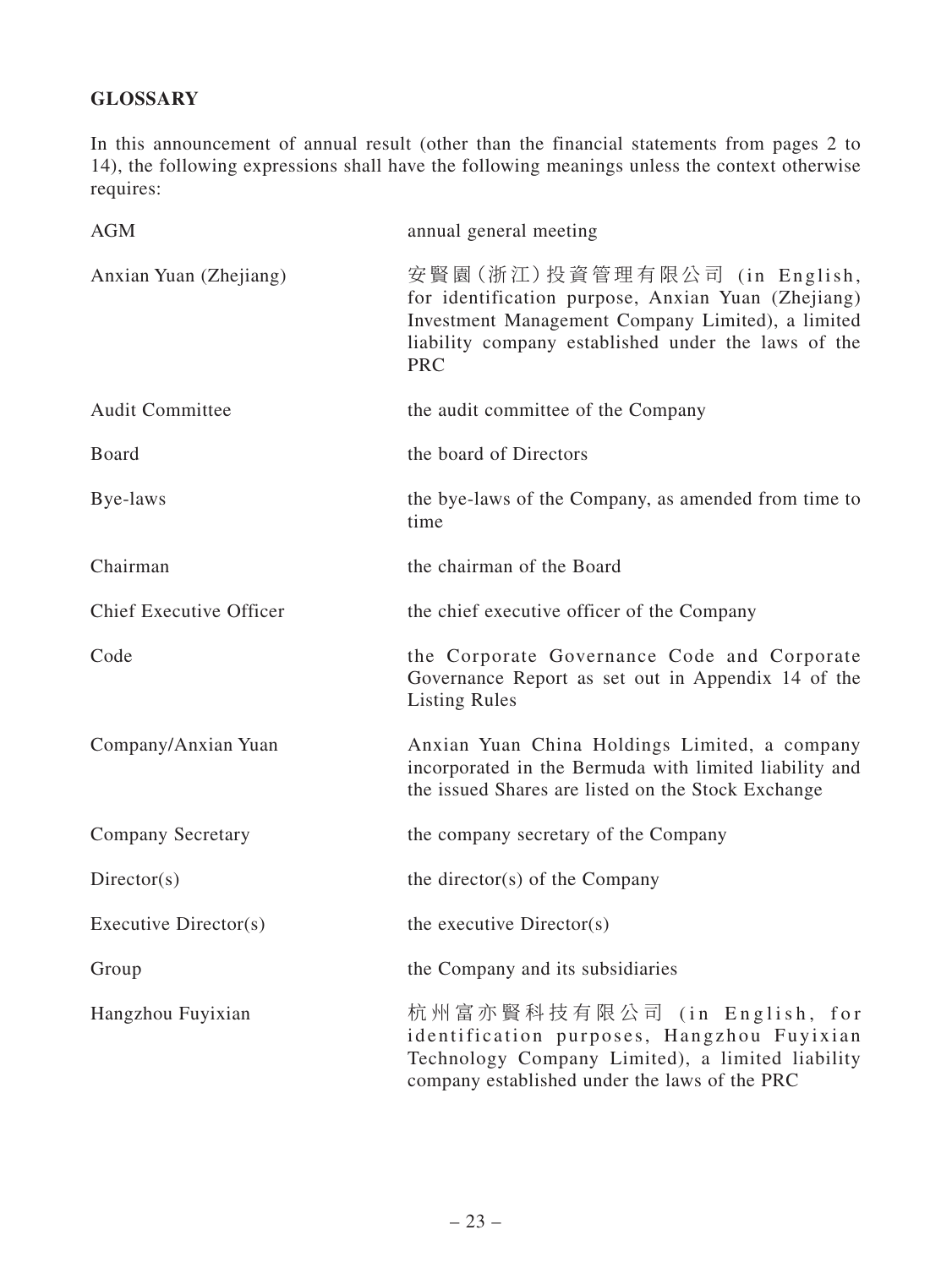## GLOSSARY

In this announcement of annual result (other than the financial statements from pages 2 to 14), the following expressions shall have the following meanings unless the context otherwise requires:

| | |
|---|---|
| AGM | annual general meeting |
| Anxian Yuan (Zhejiang) | 安賢園(浙江)投資管理有限公司 (in English, for identification purpose, Anxian Yuan (Zhejiang) Investment Management Company Limited), a limited liability company established under the laws of the PRC |
| Audit Committee | the audit committee of the Company |
| Board | the board of Directors |
| Bye-laws | the bye-laws of the Company, as amended from time to time |
| Chairman | the chairman of the Board |
| Chief Executive Officer | the chief executive officer of the Company |
| Code | the Corporate Governance Code and Corporate Governance Report as set out in Appendix 14 of the Listing Rules |
| Company/Anxian Yuan | Anxian Yuan China Holdings Limited, a company incorporated in the Bermuda with limited liability and the issued Shares are listed on the Stock Exchange |
| Company Secretary | the company secretary of the Company |
| Director(s) | the director(s) of the Company |
| Executive Director(s) | the executive Director(s) |
| Group | the Company and its subsidiaries |
| Hangzhou Fuyixian | 杭州富亦賢科技有限公司 (in English, for identification purposes, Hangzhou Fuyixian Technology Company Limited), a limited liability company established under the laws of the PRC |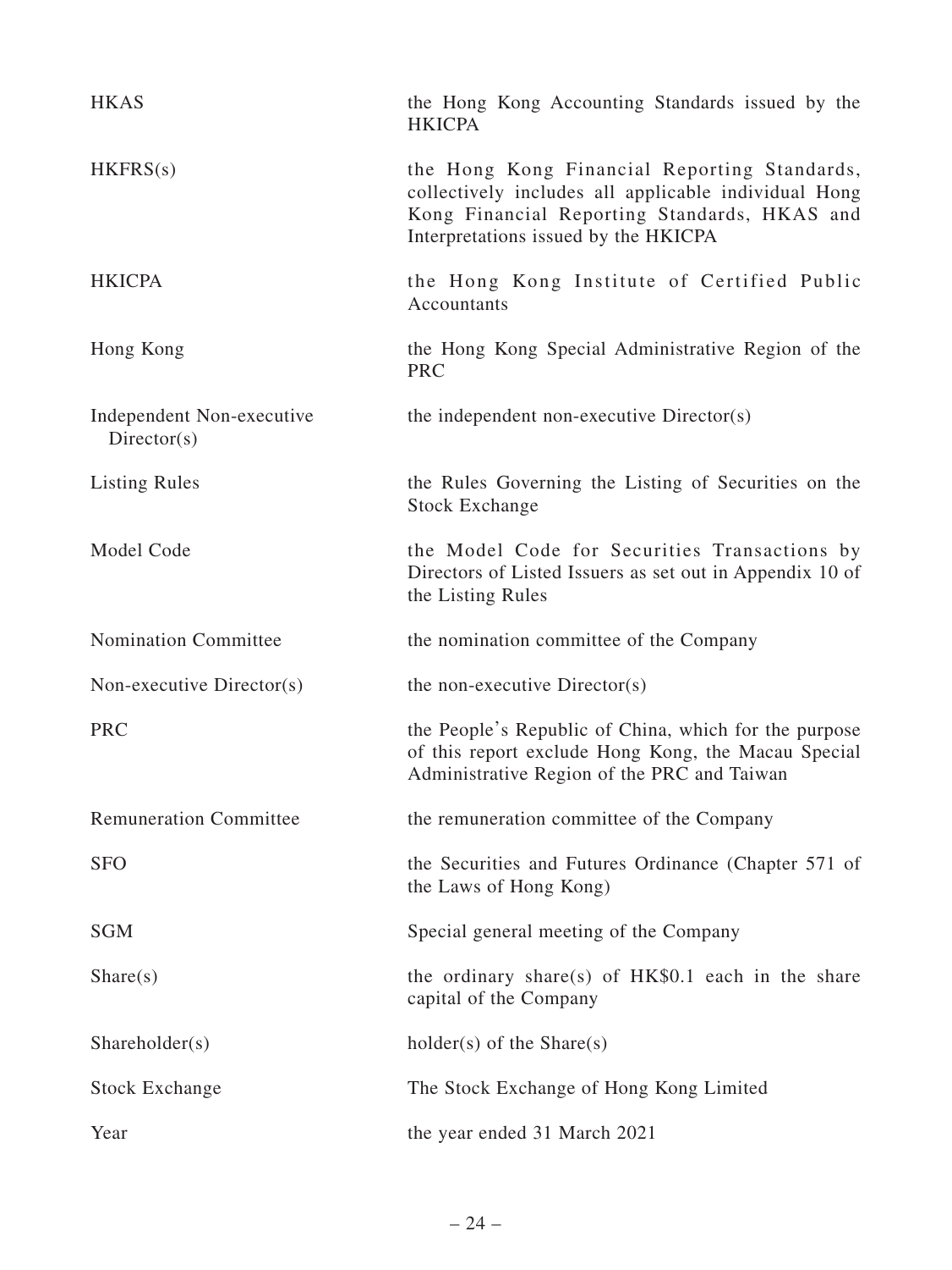| | |
|---|---|
| HKAS | the Hong Kong Accounting Standards issued by the HKICPA |
| HKFRS(s) | the Hong Kong Financial Reporting Standards, collectively includes all applicable individual Hong Kong Financial Reporting Standards, HKAS and Interpretations issued by the HKICPA |
| HKICPA | the Hong Kong Institute of Certified Public Accountants |
| Hong Kong | the Hong Kong Special Administrative Region of the PRC |
| Independent Non-executive Director(s) | the independent non-executive Director(s) |
| Listing Rules | the Rules Governing the Listing of Securities on the Stock Exchange |
| Model Code | the Model Code for Securities Transactions by Directors of Listed Issuers as set out in Appendix 10 of the Listing Rules |
| Nomination Committee | the nomination committee of the Company |
| Non-executive Director(s) | the non-executive Director(s) |
| PRC | the People's Republic of China, which for the purpose of this report exclude Hong Kong, the Macau Special Administrative Region of the PRC and Taiwan |
| Remuneration Committee | the remuneration committee of the Company |
| SFO | the Securities and Futures Ordinance (Chapter 571 of the Laws of Hong Kong) |
| SGM | Special general meeting of the Company |
| Share(s) | the ordinary share(s) of HK$0.1 each in the share capital of the Company |
| Shareholder(s) | holder(s) of the Share(s) |
| Stock Exchange | The Stock Exchange of Hong Kong Limited |
| Year | the year ended 31 March 2021 |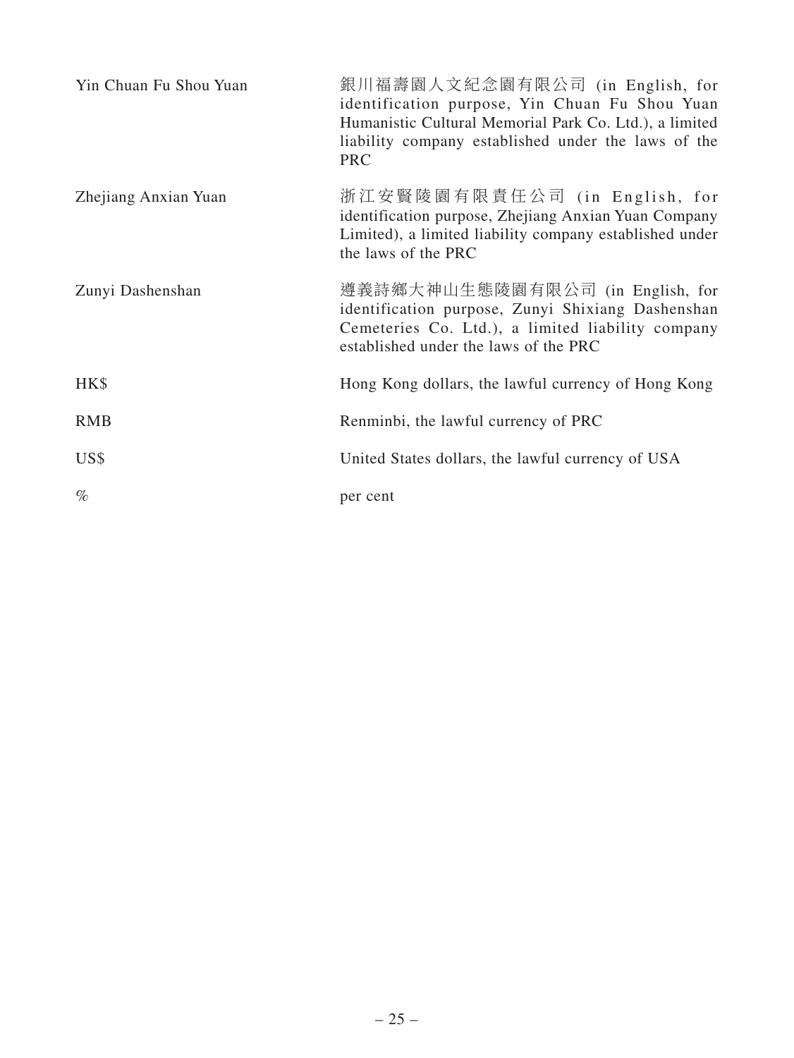| | |
|---|---|
| Yin Chuan Fu Shou Yuan | 銀川福壽園人文紀念園有限公司 (in English, for identification purpose, Yin Chuan Fu Shou Yuan Humanistic Cultural Memorial Park Co. Ltd.), a limited liability company established under the laws of the PRC |
| Zhejiang Anxian Yuan | 浙江安賢陵園有限責任公司 (in English, for identification purpose, Zhejiang Anxian Yuan Company Limited), a limited liability company established under the laws of the PRC |
| Zunyi Dashenshan | 遵義詩鄉大神山生態陵園有限公司 (in English, for identification purpose, Zunyi Shixiang Dashenshan Cemeteries Co. Ltd.), a limited liability company established under the laws of the PRC |
| HK$ | Hong Kong dollars, the lawful currency of Hong Kong |
| RMB | Renminbi, the lawful currency of PRC |
| US$ | United States dollars, the lawful currency of USA |
| % | per cent |